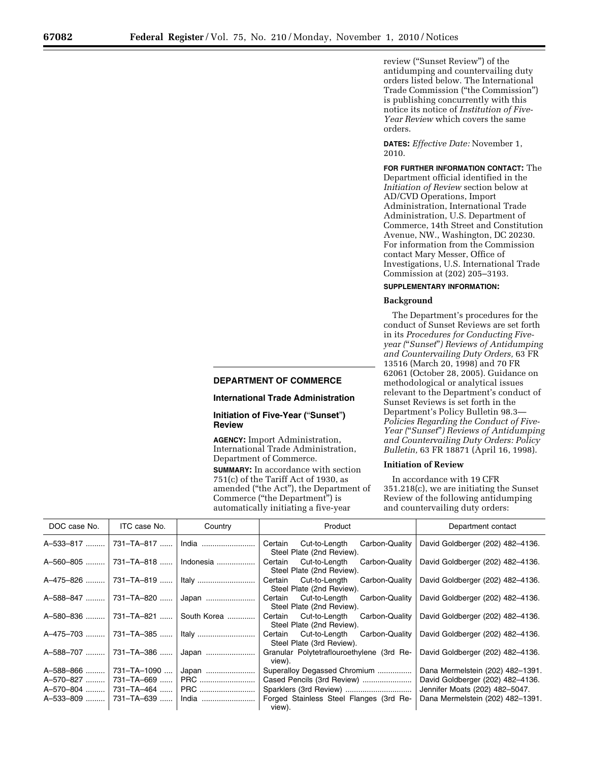## DEPARTMENT OF COMMERCE

### International Trade Administration

### Initiation of Five-Year ("Sunset") Review

**AGENCY:** Import Administration, International Trade Administration, Department of Commerce.

**SUMMARY:** In accordance with section 751(c) of the Tariff Act of 1930, as amended ("the Act"), the Department of Commerce ("the Department") is automatically initiating a five-year review ("Sunset Review") of the antidumping and countervailing duty orders listed below. The International Trade Commission ("the Commission") is publishing concurrently with this notice its notice of *Institution of Five-Year Review* which covers the same orders.

**DATES:** *Effective Date:* November 1, 2010.

**FOR FURTHER INFORMATION CONTACT:** The Department official identified in the *Initiation of Review* section below at AD/CVD Operations, Import Administration, International Trade Administration, U.S. Department of Commerce, 14th Street and Constitution Avenue, NW., Washington, DC 20230. For information from the Commission contact Mary Messer, Office of Investigations, U.S. International Trade Commission at (202) 205–3193.

**SUPPLEMENTARY INFORMATION:**

#### Background

The Department's procedures for the conduct of Sunset Reviews are set forth in its *Procedures for Conducting Five-year ("Sunset") Reviews of Antidumping and Countervailing Duty Orders,* 63 FR 13516 (March 20, 1998) and 70 FR 62061 (October 28, 2005). Guidance on methodological or analytical issues relevant to the Department's conduct of Sunset Reviews is set forth in the Department's Policy Bulletin 98.3—*Policies Regarding the Conduct of Five-Year ("Sunset") Reviews of Antidumping and Countervailing Duty Orders: Policy Bulletin,* 63 FR 18871 (April 16, 1998).

#### Initiation of Review

In accordance with 19 CFR 351.218(c), we are initiating the Sunset Review of the following antidumping and countervailing duty orders:

| DOC case No. | ITC case No. | Country | Product | Department contact |
|---|---|---|---|---|
| A–533–817 | 731–TA–817 | India | Certain Cut-to-Length Carbon-Quality Steel Plate (2nd Review). | David Goldberger (202) 482–4136. |
| A–560–805 | 731–TA–818 | Indonesia | Certain Cut-to-Length Carbon-Quality Steel Plate (2nd Review). | David Goldberger (202) 482–4136. |
| A–475–826 | 731–TA–819 | Italy | Certain Cut-to-Length Carbon-Quality Steel Plate (2nd Review). | David Goldberger (202) 482–4136. |
| A–588–847 | 731–TA–820 | Japan | Certain Cut-to-Length Carbon-Quality Steel Plate (2nd Review). | David Goldberger (202) 482–4136. |
| A–580–836 | 731–TA–821 | South Korea | Certain Cut-to-Length Carbon-Quality Steel Plate (2nd Review). | David Goldberger (202) 482–4136. |
| A–475–703 | 731–TA–385 | Italy | Certain Cut-to-Length Carbon-Quality Steel Plate (3rd Review). | David Goldberger (202) 482–4136. |
| A–588–707 | 731–TA–386 | Japan | Granular Polytetraflouroethylene (3rd Review). | David Goldberger (202) 482–4136. |
| A–588–866 | 731–TA–1090 | Japan | Superalloy Degassed Chromium | Dana Mermelstein (202) 482–1391. |
| A–570–827 | 731–TA–669 | PRC | Cased Pencils (3rd Review) | David Goldberger (202) 482–4136. |
| A–570–804 | 731–TA–464 | PRC | Sparklers (3rd Review) | Jennifer Moats (202) 482–5047. |
| A–533–809 | 731–TA–639 | India | Forged Stainless Steel Flanges (3rd Review). | Dana Mermelstein (202) 482–1391. |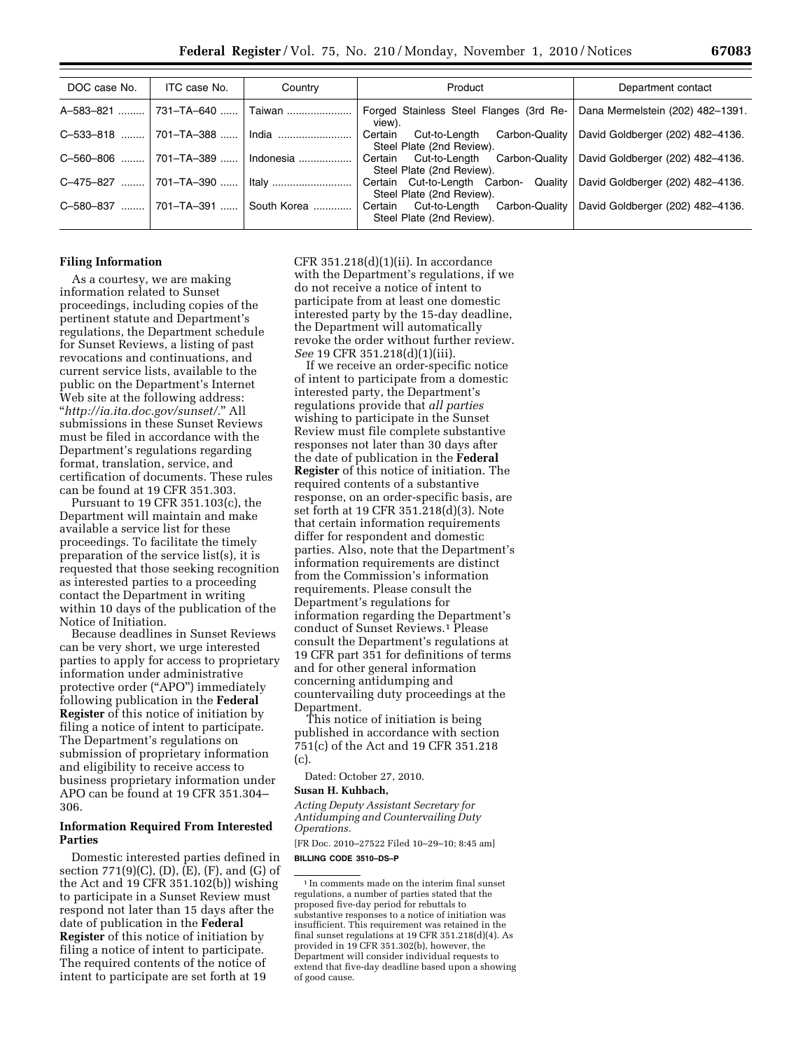| DOC case No. | ITC case No. | Country | Product | Department contact |
| --- | --- | --- | --- | --- |
| A–583–821 | 731–TA–640 | Taiwan | Forged Stainless Steel Flanges (3rd Review). | Dana Mermelstein (202) 482–1391. |
| C–533–818 | 701–TA–388 | India | Certain Cut-to-Length Carbon-Quality Steel Plate (2nd Review). | David Goldberger (202) 482–4136. |
| C–560–806 | 701–TA–389 | Indonesia | Certain Cut-to-Length Carbon-Quality Steel Plate (2nd Review). | David Goldberger (202) 482–4136. |
| C–475–827 | 701–TA–390 | Italy | Certain Cut-to-Length Carbon- Quality Steel Plate (2nd Review). | David Goldberger (202) 482–4136. |
| C–580–837 | 701–TA–391 | South Korea | Certain Cut-to-Length Carbon-Quality Steel Plate (2nd Review). | David Goldberger (202) 482–4136. |

**Filing Information**

As a courtesy, we are making information related to Sunset proceedings, including copies of the pertinent statute and Department's regulations, the Department schedule for Sunset Reviews, a listing of past revocations and continuations, and current service lists, available to the public on the Department's Internet Web site at the following address: "*http://ia.ita.doc.gov/sunset/*." All submissions in these Sunset Reviews must be filed in accordance with the Department's regulations regarding format, translation, service, and certification of documents. These rules can be found at 19 CFR 351.303.

Pursuant to 19 CFR 351.103(c), the Department will maintain and make available a service list for these proceedings. To facilitate the timely preparation of the service list(s), it is requested that those seeking recognition as interested parties to a proceeding contact the Department in writing within 10 days of the publication of the Notice of Initiation.

Because deadlines in Sunset Reviews can be very short, we urge interested parties to apply for access to proprietary information under administrative protective order ("APO") immediately following publication in the **Federal Register** of this notice of initiation by filing a notice of intent to participate. The Department's regulations on submission of proprietary information and eligibility to receive access to business proprietary information under APO can be found at 19 CFR 351.304–306.

**Information Required From Interested Parties**

Domestic interested parties defined in section 771(9)(C), (D), (E), (F), and (G) of the Act and 19 CFR 351.102(b)) wishing to participate in a Sunset Review must respond not later than 15 days after the date of publication in the **Federal Register** of this notice of initiation by filing a notice of intent to participate. The required contents of the notice of intent to participate are set forth at 19 CFR 351.218(d)(1)(ii). In accordance with the Department's regulations, if we do not receive a notice of intent to participate from at least one domestic interested party by the 15-day deadline, the Department will automatically revoke the order without further review. *See* 19 CFR 351.218(d)(1)(iii).

If we receive an order-specific notice of intent to participate from a domestic interested party, the Department's regulations provide that *all parties* wishing to participate in the Sunset Review must file complete substantive responses not later than 30 days after the date of publication in the **Federal Register** of this notice of initiation. The required contents of a substantive response, on an order-specific basis, are set forth at 19 CFR 351.218(d)(3). Note that certain information requirements differ for respondent and domestic parties. Also, note that the Department's information requirements are distinct from the Commission's information requirements. Please consult the Department's regulations for information regarding the Department's conduct of Sunset Reviews.[1] Please consult the Department's regulations at 19 CFR part 351 for definitions of terms and for other general information concerning antidumping and countervailing duty proceedings at the Department.

This notice of initiation is being published in accordance with section 751(c) of the Act and 19 CFR 351.218 (c).

Dated: October 27, 2010.

**Susan H. Kuhbach,**

*Acting Deputy Assistant Secretary for Antidumping and Countervailing Duty Operations.*

[FR Doc. 2010–27522 Filed 10–29–10; 8:45 am]

**BILLING CODE 3510–DS–P**

[1] In comments made on the interim final sunset regulations, a number of parties stated that the proposed five-day period for rebuttals to substantive responses to a notice of initiation was insufficient. This requirement was retained in the final sunset regulations at 19 CFR 351.218(d)(4). As provided in 19 CFR 351.302(b), however, the Department will consider individual requests to extend that five-day deadline based upon a showing of good cause.